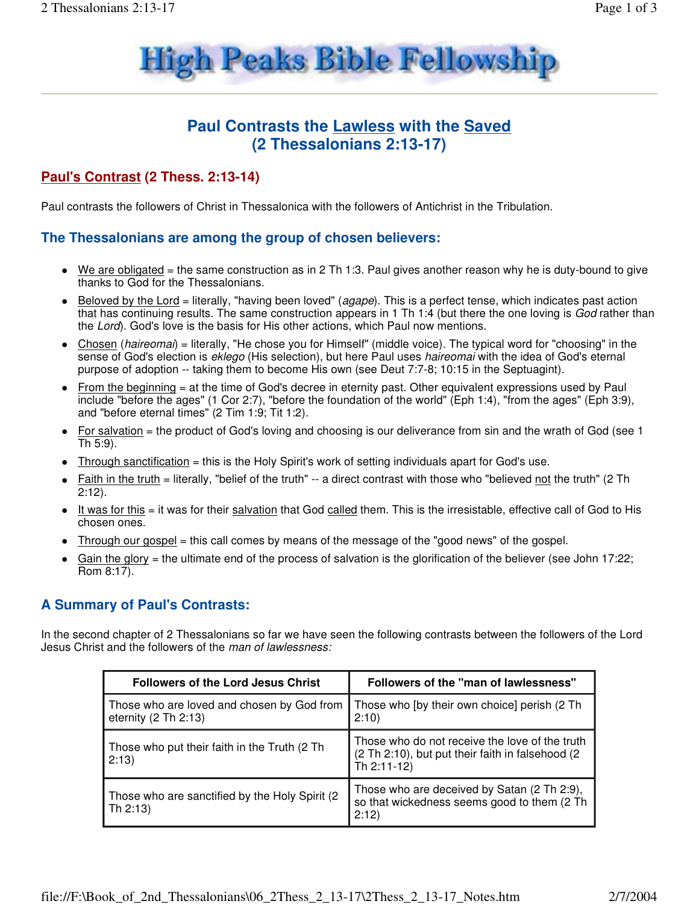# High Peaks Bible Fellowship

## Paul Contrasts the Lawless with the Saved (2 Thessalonians 2:13-17)

### Paul's Contrast (2 Thess. 2:13-14)

Paul contrasts the followers of Christ in Thessalonica with the followers of Antichrist in the Tribulation.

### The Thessalonians are among the group of chosen believers:

- We are obligated = the same construction as in 2 Th 1:3. Paul gives another reason why he is duty-bound to give thanks to God for the Thessalonians.
- Beloved by the Lord = literally, "having been loved" (*agape*). This is a perfect tense, which indicates past action that has continuing results. The same construction appears in 1 Th 1:4 (but there the one loving is *God* rather than the *Lord*). God's love is the basis for His other actions, which Paul now mentions.
- Chosen (*haireomai*) = literally, "He chose you for Himself" (middle voice). The typical word for "choosing" in the sense of God's election is *eklego* (His selection), but here Paul uses *haireomai* with the idea of God's eternal purpose of adoption -- taking them to become His own (see Deut 7:7-8; 10:15 in the Septuagint).
- From the beginning = at the time of God's decree in eternity past. Other equivalent expressions used by Paul include "before the ages" (1 Cor 2:7), "before the foundation of the world" (Eph 1:4), "from the ages" (Eph 3:9), and "before eternal times" (2 Tim 1:9; Tit 1:2).
- For salvation = the product of God's loving and choosing is our deliverance from sin and the wrath of God (see 1 Th 5:9).
- Through sanctification = this is the Holy Spirit's work of setting individuals apart for God's use.
- Faith in the truth = literally, "belief of the truth" -- a direct contrast with those who "believed not the truth" (2 Th 2:12).
- It was for this = it was for their salvation that God called them. This is the irresistable, effective call of God to His chosen ones.
- Through our gospel = this call comes by means of the message of the "good news" of the gospel.
- Gain the glory = the ultimate end of the process of salvation is the glorification of the believer (see John 17:22; Rom 8:17).

### A Summary of Paul's Contrasts:

In the second chapter of 2 Thessalonians so far we have seen the following contrasts between the followers of the Lord Jesus Christ and the followers of the *man of lawlessness:*

| Followers of the Lord Jesus Christ | Followers of the "man of lawlessness" |
|---|---|
| Those who are loved and chosen by God from eternity (2 Th 2:13) | Those who [by their own choice] perish (2 Th 2:10) |
| Those who put their faith in the Truth (2 Th 2:13) | Those who do not receive the love of the truth (2 Th 2:10), but put their faith in falsehood (2 Th 2:11-12) |
| Those who are sanctified by the Holy Spirit (2 Th 2:13) | Those who are deceived by Satan (2 Th 2:9), so that wickedness seems good to them (2 Th 2:12) |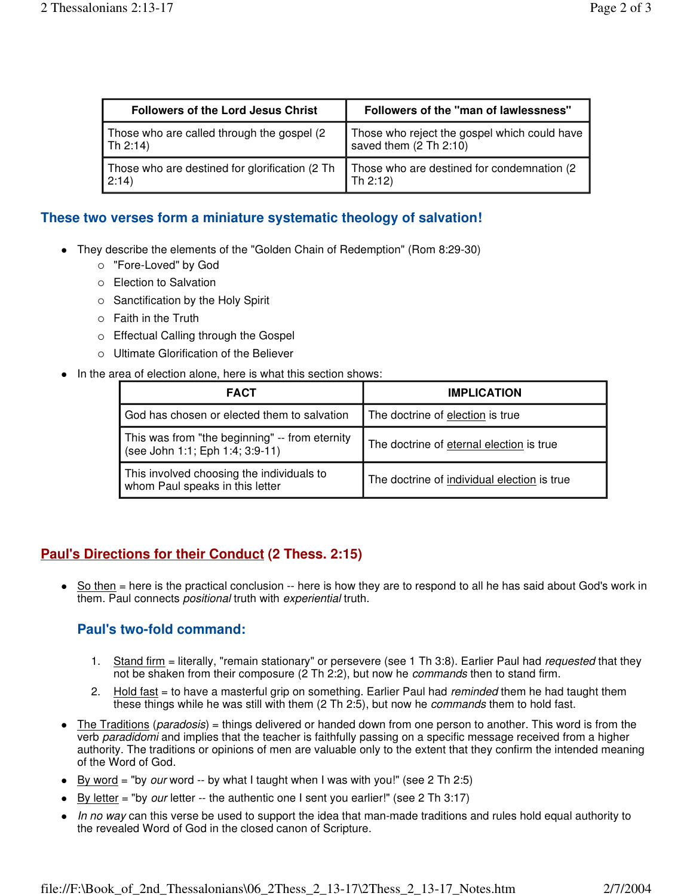| Followers of the Lord Jesus Christ | Followers of the "man of lawlessness" |
|---|---|
| Those who are called through the gospel (2 Th 2:14) | Those who reject the gospel which could have saved them (2 Th 2:10) |
| Those who are destined for glorification (2 Th 2:14) | Those who are destined for condemnation (2 Th 2:12) |

### These two verses form a miniature systematic theology of salvation!

- They describe the elements of the "Golden Chain of Redemption" (Rom 8:29-30)
  - "Fore-Loved" by God
  - Election to Salvation
  - Sanctification by the Holy Spirit
  - Faith in the Truth
  - Effectual Calling through the Gospel
  - Ultimate Glorification of the Believer
- In the area of election alone, here is what this section shows:

| FACT | IMPLICATION |
|---|---|
| God has chosen or elected them to salvation | The doctrine of election is true |
| This was from "the beginning" -- from eternity (see John 1:1; Eph 1:4; 3:9-11) | The doctrine of eternal election is true |
| This involved choosing the individuals to whom Paul speaks in this letter | The doctrine of individual election is true |

## Paul's Directions for their Conduct (2 Thess. 2:15)

- So then = here is the practical conclusion -- here is how they are to respond to all he has said about God's work in them. Paul connects *positional* truth with *experiential* truth.

### Paul's two-fold command:

1. Stand firm = literally, "remain stationary" or persevere (see 1 Th 3:8). Earlier Paul had *requested* that they not be shaken from their composure (2 Th 2:2), but now he *commands* then to stand firm.
2. Hold fast = to have a masterful grip on something. Earlier Paul had *reminded* them he had taught them these things while he was still with them (2 Th 2:5), but now he *commands* them to hold fast.

- The Traditions (*paradosis*) = things delivered or handed down from one person to another. This word is from the verb *paradidomi* and implies that the teacher is faithfully passing on a specific message received from a higher authority. The traditions or opinions of men are valuable only to the extent that they confirm the intended meaning of the Word of God.
- By word = "by *our* word -- by what I taught when I was with you!" (see 2 Th 2:5)
- By letter = "by *our* letter -- the authentic one I sent you earlier!" (see 2 Th 3:17)
- *In no way* can this verse be used to support the idea that man-made traditions and rules hold equal authority to the revealed Word of God in the closed canon of Scripture.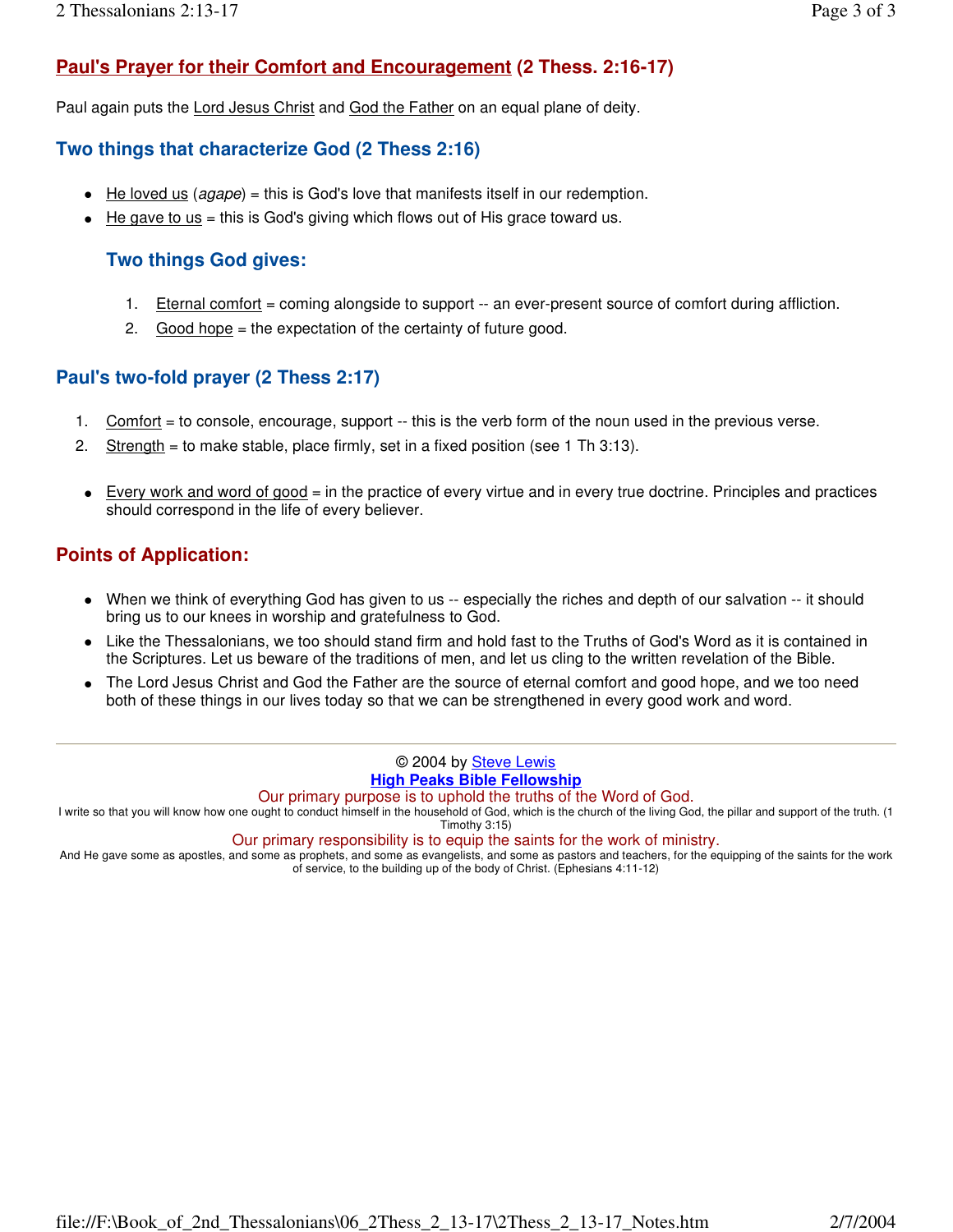## Paul's Prayer for their Comfort and Encouragement (2 Thess. 2:16-17)

Paul again puts the Lord Jesus Christ and God the Father on an equal plane of deity.

### Two things that characterize God (2 Thess 2:16)

- He loved us (*agape*) = this is God's love that manifests itself in our redemption.
- He gave to us = this is God's giving which flows out of His grace toward us.

#### Two things God gives:

1. Eternal comfort = coming alongside to support -- an ever-present source of comfort during affliction.
2. Good hope = the expectation of the certainty of future good.

### Paul's two-fold prayer (2 Thess 2:17)

1. Comfort = to console, encourage, support -- this is the verb form of the noun used in the previous verse.
2. Strength = to make stable, place firmly, set in a fixed position (see 1 Th 3:13).

- Every work and word of good = in the practice of every virtue and in every true doctrine. Principles and practices should correspond in the life of every believer.

## Points of Application:

- When we think of everything God has given to us -- especially the riches and depth of our salvation -- it should bring us to our knees in worship and gratefulness to God.
- Like the Thessalonians, we too should stand firm and hold fast to the Truths of God's Word as it is contained in the Scriptures. Let us beware of the traditions of men, and let us cling to the written revelation of the Bible.
- The Lord Jesus Christ and God the Father are the source of eternal comfort and good hope, and we too need both of these things in our lives today so that we can be strengthened in every good work and word.

---

© 2004 by Steve Lewis

**High Peaks Bible Fellowship**

Our primary purpose is to uphold the truths of the Word of God.

I write so that you will know how one ought to conduct himself in the household of God, which is the church of the living God, the pillar and support of the truth. (1 Timothy 3:15)

Our primary responsibility is to equip the saints for the work of ministry.

And He gave some as apostles, and some as prophets, and some as evangelists, and some as pastors and teachers, for the equipping of the saints for the work of service, to the building up of the body of Christ. (Ephesians 4:11-12)